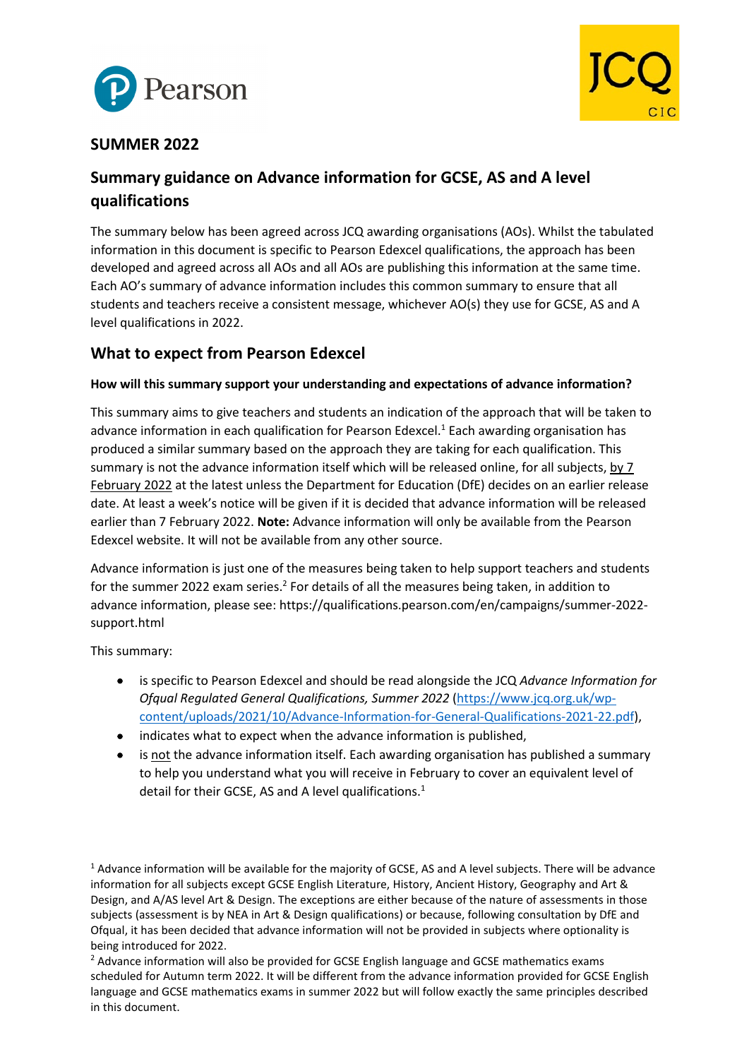## SUMMER 2022

## Summary guidance on Advance information for GCSE, AS and A level qualifications

The summary below has been agreed across JCQ awarding organisations (AOs). Whilst the tabulated information in this document is specific to Pearson Edexcel qualifications, the approach has been developed and agreed across all AOs and all AOs are publishing this information at the same time. Each AO's summary of advance information includes this common summary to ensure that all students and teachers receive a consistent message, whichever AO(s) they use for GCSE, AS and A level qualifications in 2022.

## What to expect from Pearson Edexcel

**How will this summary support your understanding and expectations of advance information?**

This summary aims to give teachers and students an indication of the approach that will be taken to advance information in each qualification for Pearson Edexcel.[1] Each awarding organisation has produced a similar summary based on the approach they are taking for each qualification. This summary is not the advance information itself which will be released online, for all subjects, by 7 February 2022 at the latest unless the Department for Education (DfE) decides on an earlier release date. At least a week's notice will be given if it is decided that advance information will be released earlier than 7 February 2022. **Note:** Advance information will only be available from the Pearson Edexcel website. It will not be available from any other source.

Advance information is just one of the measures being taken to help support teachers and students for the summer 2022 exam series.[2] For details of all the measures being taken, in addition to advance information, please see: https://qualifications.pearson.com/en/campaigns/summer-2022-support.html

This summary:

- is specific to Pearson Edexcel and should be read alongside the JCQ *Advance Information for Ofqual Regulated General Qualifications, Summer 2022* (https://www.jcq.org.uk/wp-content/uploads/2021/10/Advance-Information-for-General-Qualifications-2021-22.pdf),
- indicates what to expect when the advance information is published,
- is not the advance information itself. Each awarding organisation has published a summary to help you understand what you will receive in February to cover an equivalent level of detail for their GCSE, AS and A level qualifications.[1]

[1] Advance information will be available for the majority of GCSE, AS and A level subjects. There will be advance information for all subjects except GCSE English Literature, History, Ancient History, Geography and Art & Design, and A/AS level Art & Design. The exceptions are either because of the nature of assessments in those subjects (assessment is by NEA in Art & Design qualifications) or because, following consultation by DfE and Ofqual, it has been decided that advance information will not be provided in subjects where optionality is being introduced for 2022.

[2] Advance information will also be provided for GCSE English language and GCSE mathematics exams scheduled for Autumn term 2022. It will be different from the advance information provided for GCSE English language and GCSE mathematics exams in summer 2022 but will follow exactly the same principles described in this document.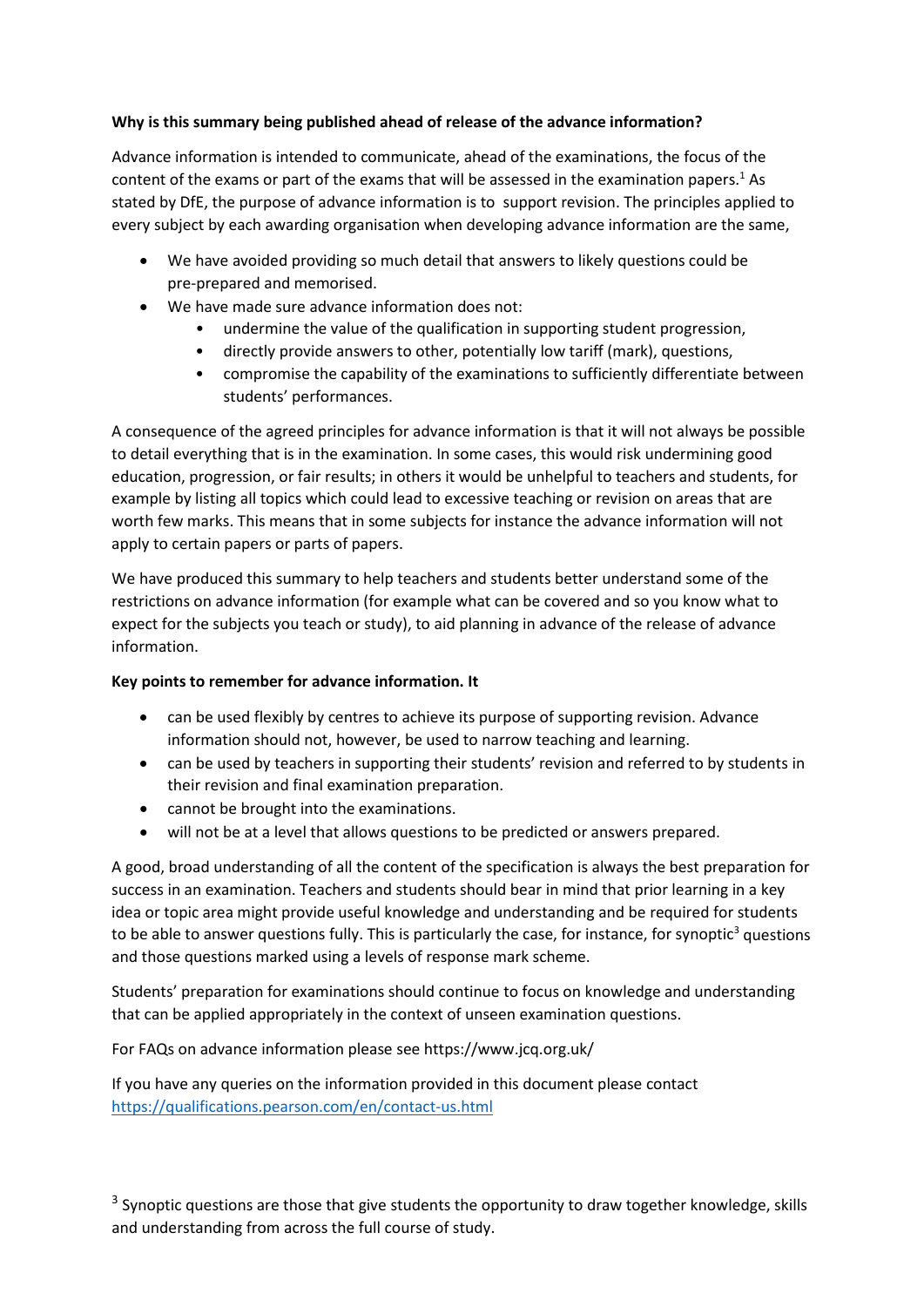**Why is this summary being published ahead of release of the advance information?**

Advance information is intended to communicate, ahead of the examinations, the focus of the content of the exams or part of the exams that will be assessed in the examination papers.[1] As stated by DfE, the purpose of advance information is to support revision. The principles applied to every subject by each awarding organisation when developing advance information are the same,

- We have avoided providing so much detail that answers to likely questions could be pre-prepared and memorised.
- We have made sure advance information does not:
    - undermine the value of the qualification in supporting student progression,
    - directly provide answers to other, potentially low tariff (mark), questions,
    - compromise the capability of the examinations to sufficiently differentiate between students' performances.

A consequence of the agreed principles for advance information is that it will not always be possible to detail everything that is in the examination. In some cases, this would risk undermining good education, progression, or fair results; in others it would be unhelpful to teachers and students, for example by listing all topics which could lead to excessive teaching or revision on areas that are worth few marks. This means that in some subjects for instance the advance information will not apply to certain papers or parts of papers.

We have produced this summary to help teachers and students better understand some of the restrictions on advance information (for example what can be covered and so you know what to expect for the subjects you teach or study), to aid planning in advance of the release of advance information.

**Key points to remember for advance information. It**

- can be used flexibly by centres to achieve its purpose of supporting revision. Advance information should not, however, be used to narrow teaching and learning.
- can be used by teachers in supporting their students' revision and referred to by students in their revision and final examination preparation.
- cannot be brought into the examinations.
- will not be at a level that allows questions to be predicted or answers prepared.

A good, broad understanding of all the content of the specification is always the best preparation for success in an examination. Teachers and students should bear in mind that prior learning in a key idea or topic area might provide useful knowledge and understanding and be required for students to be able to answer questions fully. This is particularly the case, for instance, for synoptic[3] questions and those questions marked using a levels of response mark scheme.

Students' preparation for examinations should continue to focus on knowledge and understanding that can be applied appropriately in the context of unseen examination questions.

For FAQs on advance information please see https://www.jcq.org.uk/

If you have any queries on the information provided in this document please contact https://qualifications.pearson.com/en/contact-us.html

[3] Synoptic questions are those that give students the opportunity to draw together knowledge, skills and understanding from across the full course of study.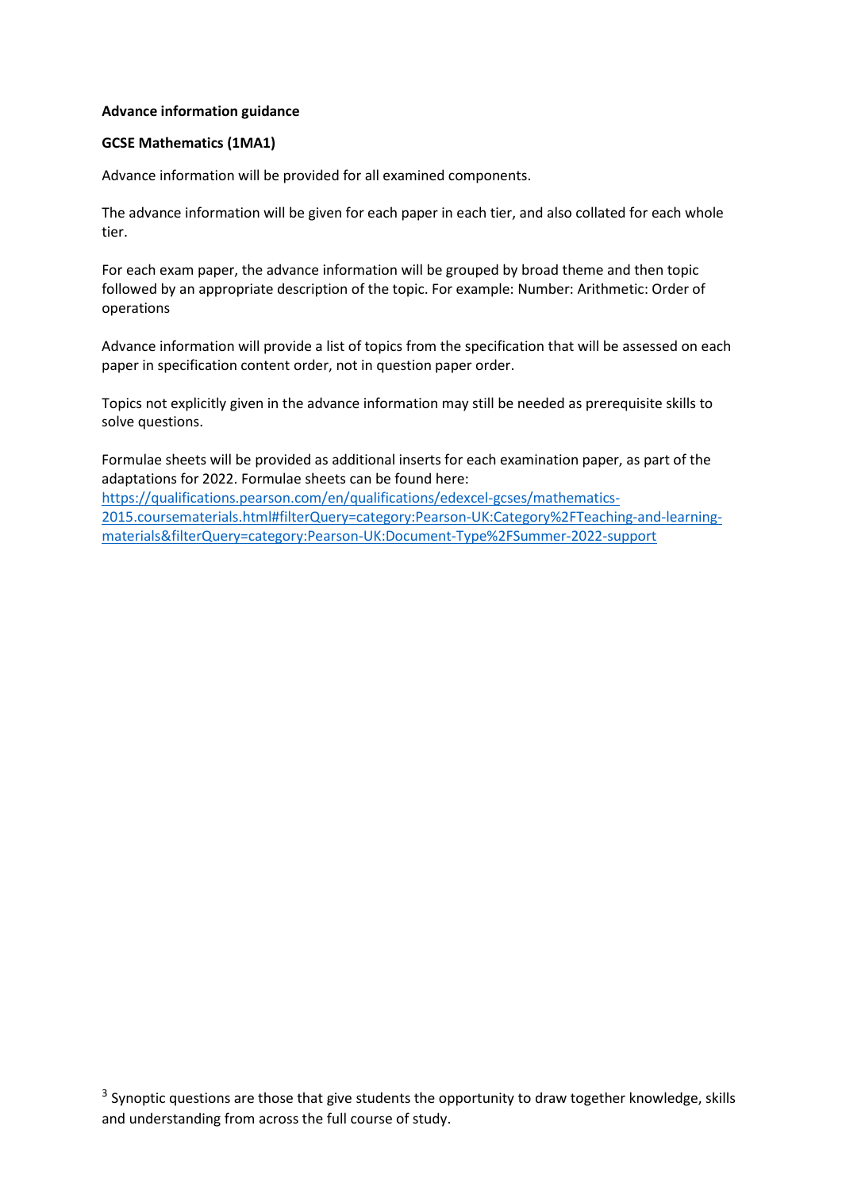**Advance information guidance**

**GCSE Mathematics (1MA1)**

Advance information will be provided for all examined components.

The advance information will be given for each paper in each tier, and also collated for each whole tier.

For each exam paper, the advance information will be grouped by broad theme and then topic followed by an appropriate description of the topic. For example: Number: Arithmetic: Order of operations

Advance information will provide a list of topics from the specification that will be assessed on each paper in specification content order, not in question paper order.

Topics not explicitly given in the advance information may still be needed as prerequisite skills to solve questions.

Formulae sheets will be provided as additional inserts for each examination paper, as part of the adaptations for 2022. Formulae sheets can be found here: https://qualifications.pearson.com/en/qualifications/edexcel-gcses/mathematics-2015.coursematerials.html#filterQuery=category:Pearson-UK:Category%2FTeaching-and-learning-materials&filterQuery=category:Pearson-UK:Document-Type%2FSummer-2022-support

[3] Synoptic questions are those that give students the opportunity to draw together knowledge, skills and understanding from across the full course of study.